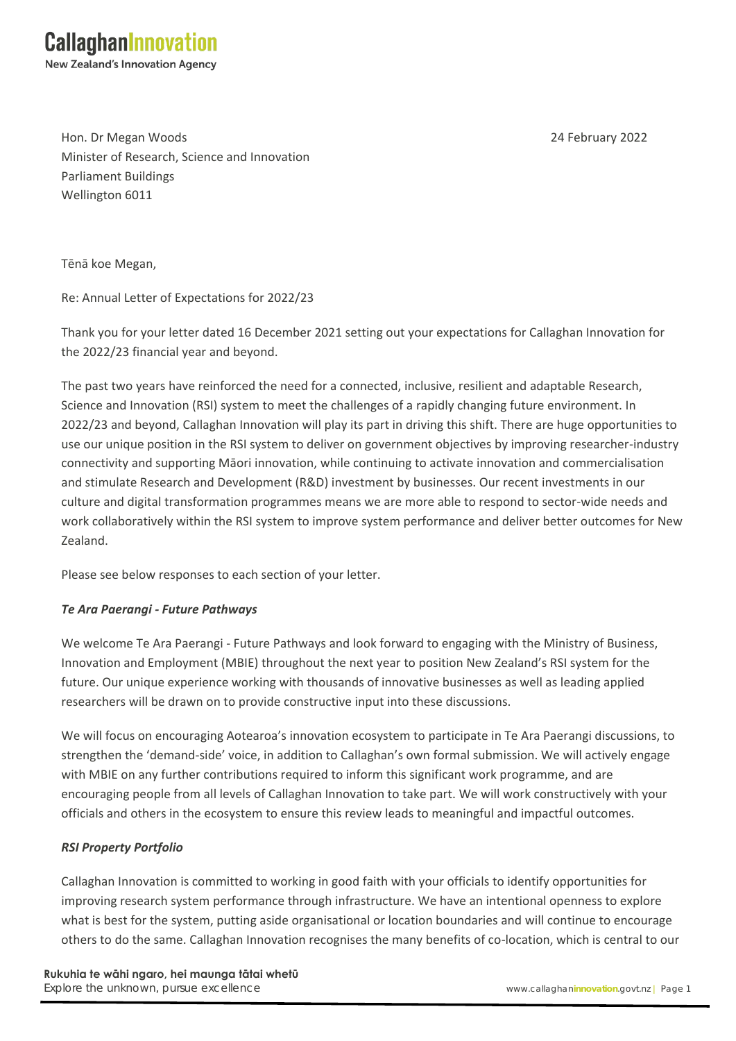**CallaghanInnovation**
**New Zealand's Innovation Agency**

Hon. Dr Megan Woods
Minister of Research, Science and Innovation
Parliament Buildings
Wellington 6011

24 February 2022

Tēnā koe Megan,

Re: Annual Letter of Expectations for 2022/23

Thank you for your letter dated 16 December 2021 setting out your expectations for Callaghan Innovation for the 2022/23 financial year and beyond.

The past two years have reinforced the need for a connected, inclusive, resilient and adaptable Research, Science and Innovation (RSI) system to meet the challenges of a rapidly changing future environment. In 2022/23 and beyond, Callaghan Innovation will play its part in driving this shift. There are huge opportunities to use our unique position in the RSI system to deliver on government objectives by improving researcher-industry connectivity and supporting Māori innovation, while continuing to activate innovation and commercialisation and stimulate Research and Development (R&D) investment by businesses. Our recent investments in our culture and digital transformation programmes means we are more able to respond to sector-wide needs and work collaboratively within the RSI system to improve system performance and deliver better outcomes for New Zealand.

Please see below responses to each section of your letter.

***Te Ara Paerangi - Future Pathways***

We welcome Te Ara Paerangi - Future Pathways and look forward to engaging with the Ministry of Business, Innovation and Employment (MBIE) throughout the next year to position New Zealand's RSI system for the future. Our unique experience working with thousands of innovative businesses as well as leading applied researchers will be drawn on to provide constructive input into these discussions.

We will focus on encouraging Aotearoa's innovation ecosystem to participate in Te Ara Paerangi discussions, to strengthen the 'demand-side' voice, in addition to Callaghan's own formal submission. We will actively engage with MBIE on any further contributions required to inform this significant work programme, and are encouraging people from all levels of Callaghan Innovation to take part. We will work constructively with your officials and others in the ecosystem to ensure this review leads to meaningful and impactful outcomes.

***RSI Property Portfolio***

Callaghan Innovation is committed to working in good faith with your officials to identify opportunities for improving research system performance through infrastructure. We have an intentional openness to explore what is best for the system, putting aside organisational or location boundaries and will continue to encourage others to do the same. Callaghan Innovation recognises the many benefits of co-location, which is central to our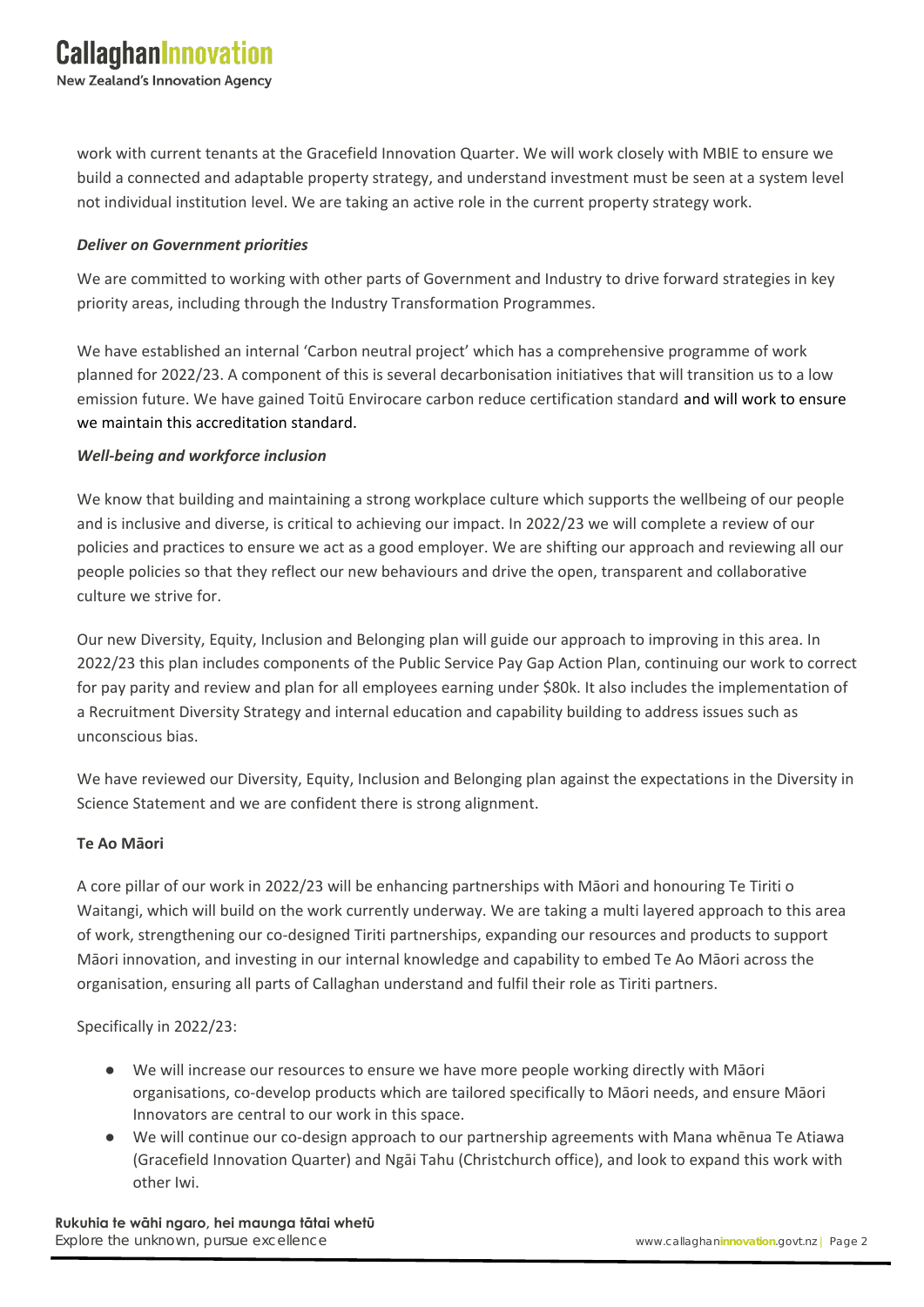work with current tenants at the Gracefield Innovation Quarter. We will work closely with MBIE to ensure we build a connected and adaptable property strategy, and understand investment must be seen at a system level not individual institution level. We are taking an active role in the current property strategy work.

***Deliver on Government priorities***

We are committed to working with other parts of Government and Industry to drive forward strategies in key priority areas, including through the Industry Transformation Programmes.

We have established an internal 'Carbon neutral project' which has a comprehensive programme of work planned for 2022/23. A component of this is several decarbonisation initiatives that will transition us to a low emission future. We have gained Toitū Envirocare carbon reduce certification standard and will work to ensure we maintain this accreditation standard.

***Well-being and workforce inclusion***

We know that building and maintaining a strong workplace culture which supports the wellbeing of our people and is inclusive and diverse, is critical to achieving our impact. In 2022/23 we will complete a review of our policies and practices to ensure we act as a good employer. We are shifting our approach and reviewing all our people policies so that they reflect our new behaviours and drive the open, transparent and collaborative culture we strive for.

Our new Diversity, Equity, Inclusion and Belonging plan will guide our approach to improving in this area. In 2022/23 this plan includes components of the Public Service Pay Gap Action Plan, continuing our work to correct for pay parity and review and plan for all employees earning under $80k. It also includes the implementation of a Recruitment Diversity Strategy and internal education and capability building to address issues such as unconscious bias.

We have reviewed our Diversity, Equity, Inclusion and Belonging plan against the expectations in the Diversity in Science Statement and we are confident there is strong alignment.

**Te Ao Māori**

A core pillar of our work in 2022/23 will be enhancing partnerships with Māori and honouring Te Tiriti o Waitangi, which will build on the work currently underway. We are taking a multi layered approach to this area of work, strengthening our co-designed Tiriti partnerships, expanding our resources and products to support Māori innovation, and investing in our internal knowledge and capability to embed Te Ao Māori across the organisation, ensuring all parts of Callaghan understand and fulfil their role as Tiriti partners.

Specifically in 2022/23:

- We will increase our resources to ensure we have more people working directly with Māori organisations, co-develop products which are tailored specifically to Māori needs, and ensure Māori Innovators are central to our work in this space.
- We will continue our co-design approach to our partnership agreements with Mana whēnua Te Atiawa (Gracefield Innovation Quarter) and Ngāi Tahu (Christchurch office), and look to expand this work with other Iwi.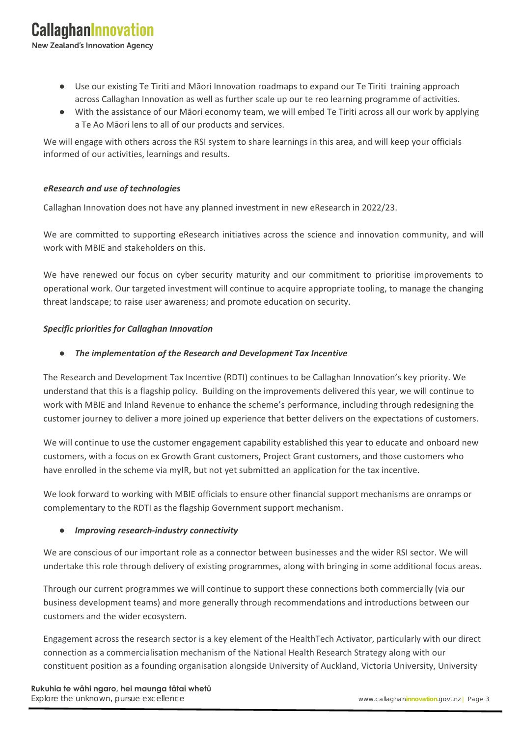- Use our existing Te Tiriti and Māori Innovation roadmaps to expand our Te Tiriti training approach across Callaghan Innovation as well as further scale up our te reo learning programme of activities.
- With the assistance of our Māori economy team, we will embed Te Tiriti across all our work by applying a Te Ao Māori lens to all of our products and services.

We will engage with others across the RSI system to share learnings in this area, and will keep your officials informed of our activities, learnings and results.

***eResearch and use of technologies***

Callaghan Innovation does not have any planned investment in new eResearch in 2022/23.

We are committed to supporting eResearch initiatives across the science and innovation community, and will work with MBIE and stakeholders on this.

We have renewed our focus on cyber security maturity and our commitment to prioritise improvements to operational work. Our targeted investment will continue to acquire appropriate tooling, to manage the changing threat landscape; to raise user awareness; and promote education on security.

***Specific priorities for Callaghan Innovation***

- ***The implementation of the Research and Development Tax Incentive***

The Research and Development Tax Incentive (RDTI) continues to be Callaghan Innovation's key priority. We understand that this is a flagship policy. Building on the improvements delivered this year, we will continue to work with MBIE and Inland Revenue to enhance the scheme's performance, including through redesigning the customer journey to deliver a more joined up experience that better delivers on the expectations of customers.

We will continue to use the customer engagement capability established this year to educate and onboard new customers, with a focus on ex Growth Grant customers, Project Grant customers, and those customers who have enrolled in the scheme via myIR, but not yet submitted an application for the tax incentive.

We look forward to working with MBIE officials to ensure other financial support mechanisms are onramps or complementary to the RDTI as the flagship Government support mechanism.

- ***Improving research-industry connectivity***

We are conscious of our important role as a connector between businesses and the wider RSI sector. We will undertake this role through delivery of existing programmes, along with bringing in some additional focus areas.

Through our current programmes we will continue to support these connections both commercially (via our business development teams) and more generally through recommendations and introductions between our customers and the wider ecosystem.

Engagement across the research sector is a key element of the HealthTech Activator, particularly with our direct connection as a commercialisation mechanism of the National Health Research Strategy along with our constituent position as a founding organisation alongside University of Auckland, Victoria University, University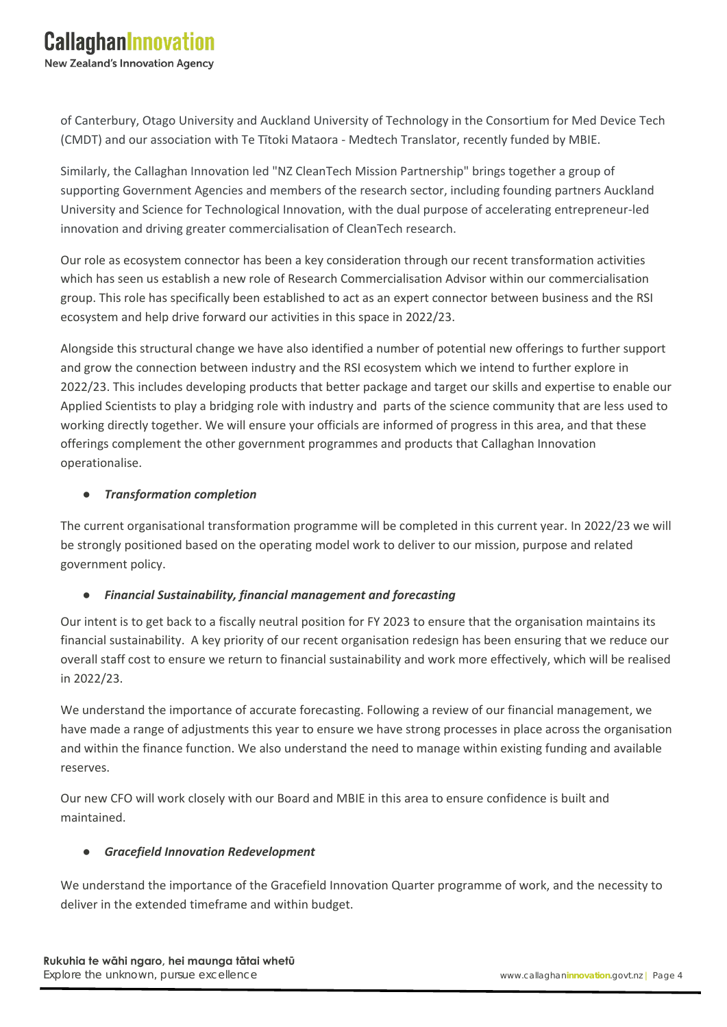of Canterbury, Otago University and Auckland University of Technology in the Consortium for Med Device Tech (CMDT) and our association with Te Tītoki Mataora - Medtech Translator, recently funded by MBIE.

Similarly, the Callaghan Innovation led "NZ CleanTech Mission Partnership" brings together a group of supporting Government Agencies and members of the research sector, including founding partners Auckland University and Science for Technological Innovation, with the dual purpose of accelerating entrepreneur-led innovation and driving greater commercialisation of CleanTech research.

Our role as ecosystem connector has been a key consideration through our recent transformation activities which has seen us establish a new role of Research Commercialisation Advisor within our commercialisation group. This role has specifically been established to act as an expert connector between business and the RSI ecosystem and help drive forward our activities in this space in 2022/23.

Alongside this structural change we have also identified a number of potential new offerings to further support and grow the connection between industry and the RSI ecosystem which we intend to further explore in 2022/23. This includes developing products that better package and target our skills and expertise to enable our Applied Scientists to play a bridging role with industry and parts of the science community that are less used to working directly together. We will ensure your officials are informed of progress in this area, and that these offerings complement the other government programmes and products that Callaghan Innovation operationalise.

- ***Transformation completion***

The current organisational transformation programme will be completed in this current year. In 2022/23 we will be strongly positioned based on the operating model work to deliver to our mission, purpose and related government policy.

- ***Financial Sustainability, financial management and forecasting***

Our intent is to get back to a fiscally neutral position for FY 2023 to ensure that the organisation maintains its financial sustainability. A key priority of our recent organisation redesign has been ensuring that we reduce our overall staff cost to ensure we return to financial sustainability and work more effectively, which will be realised in 2022/23.

We understand the importance of accurate forecasting. Following a review of our financial management, we have made a range of adjustments this year to ensure we have strong processes in place across the organisation and within the finance function. We also understand the need to manage within existing funding and available reserves.

Our new CFO will work closely with our Board and MBIE in this area to ensure confidence is built and maintained.

- ***Gracefield Innovation Redevelopment***

We understand the importance of the Gracefield Innovation Quarter programme of work, and the necessity to deliver in the extended timeframe and within budget.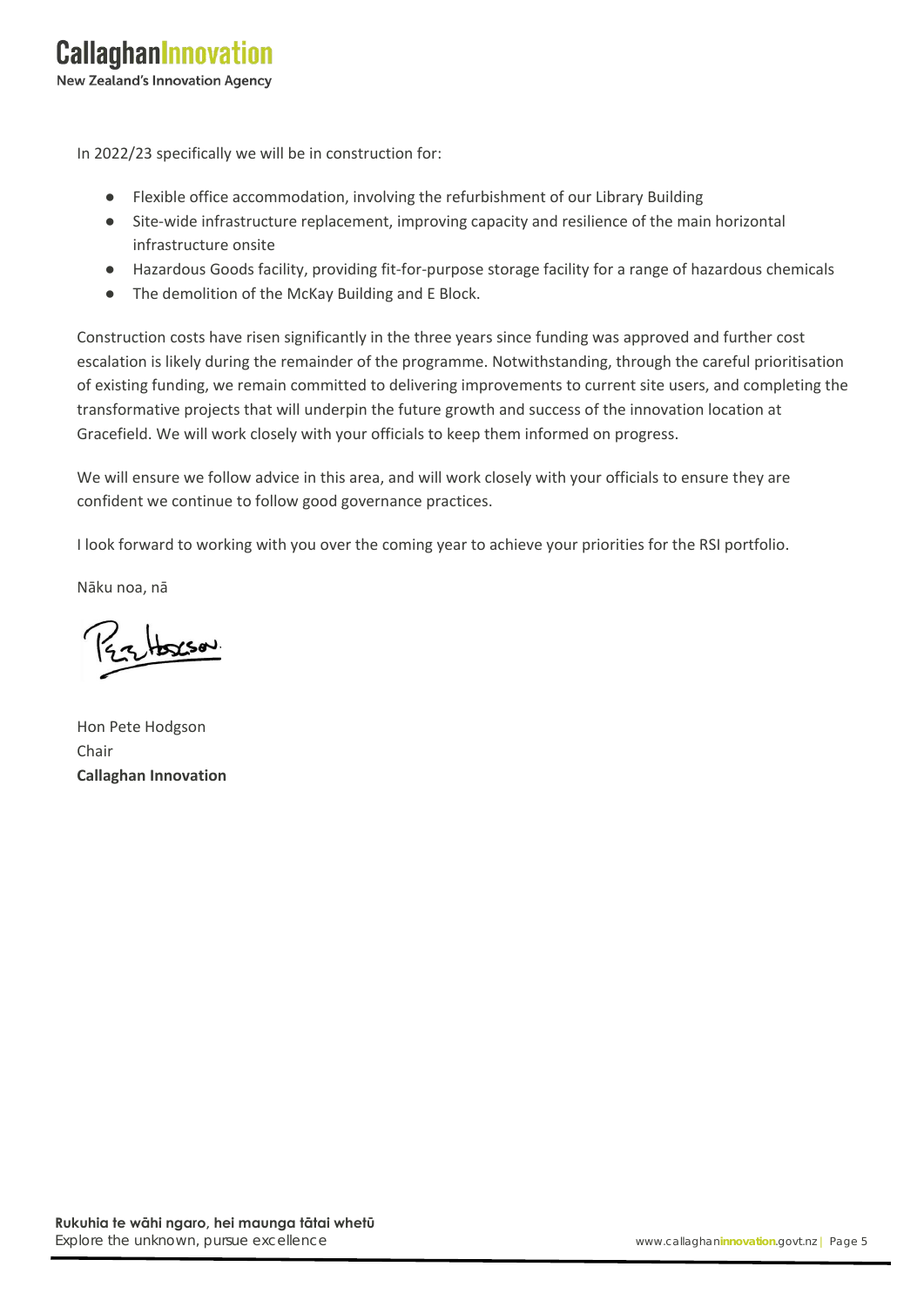In 2022/23 specifically we will be in construction for:

- Flexible office accommodation, involving the refurbishment of our Library Building
- Site-wide infrastructure replacement, improving capacity and resilience of the main horizontal infrastructure onsite
- Hazardous Goods facility, providing fit-for-purpose storage facility for a range of hazardous chemicals
- The demolition of the McKay Building and E Block.

Construction costs have risen significantly in the three years since funding was approved and further cost escalation is likely during the remainder of the programme. Notwithstanding, through the careful prioritisation of existing funding, we remain committed to delivering improvements to current site users, and completing the transformative projects that will underpin the future growth and success of the innovation location at Gracefield. We will work closely with your officials to keep them informed on progress.

We will ensure we follow advice in this area, and will work closely with your officials to ensure they are confident we continue to follow good governance practices.

I look forward to working with you over the coming year to achieve your priorities for the RSI portfolio.

Nāku noa, nā

Hon Pete Hodgson
Chair
**Callaghan Innovation**